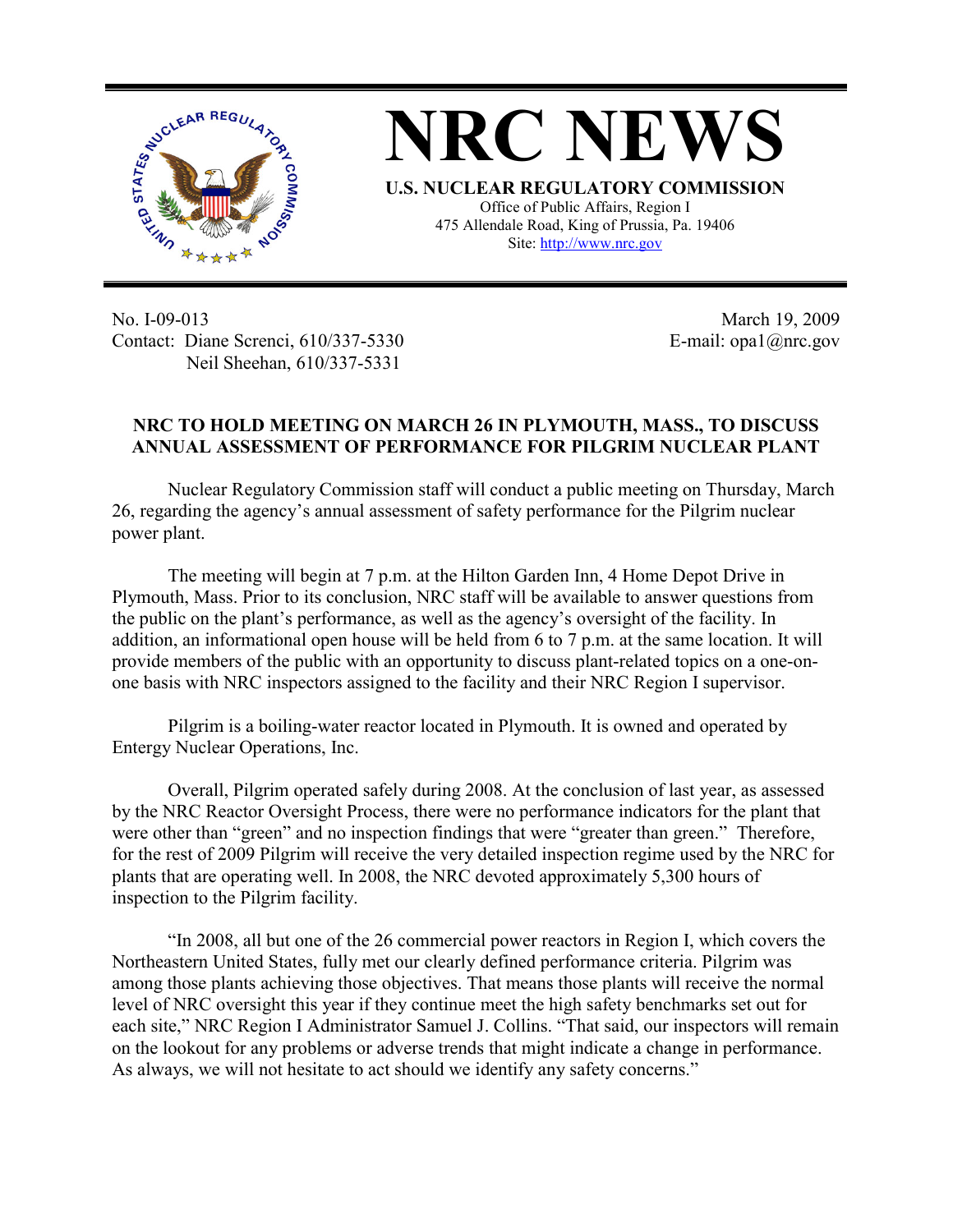# NRC NEWS

**U.S. NUCLEAR REGULATORY COMMISSION**

Office of Public Affairs, Region I
475 Allendale Road, King of Prussia, Pa. 19406
Site: http://www.nrc.gov

No. I-09-013
Contact: Diane Screnci, 610/337-5330
Neil Sheehan, 610/337-5331

March 19, 2009
E-mail: opa1@nrc.gov

## NRC TO HOLD MEETING ON MARCH 26 IN PLYMOUTH, MASS., TO DISCUSS ANNUAL ASSESSMENT OF PERFORMANCE FOR PILGRIM NUCLEAR PLANT

Nuclear Regulatory Commission staff will conduct a public meeting on Thursday, March 26, regarding the agency's annual assessment of safety performance for the Pilgrim nuclear power plant.

The meeting will begin at 7 p.m. at the Hilton Garden Inn, 4 Home Depot Drive in Plymouth, Mass. Prior to its conclusion, NRC staff will be available to answer questions from the public on the plant's performance, as well as the agency's oversight of the facility. In addition, an informational open house will be held from 6 to 7 p.m. at the same location. It will provide members of the public with an opportunity to discuss plant-related topics on a one-on-one basis with NRC inspectors assigned to the facility and their NRC Region I supervisor.

Pilgrim is a boiling-water reactor located in Plymouth. It is owned and operated by Entergy Nuclear Operations, Inc.

Overall, Pilgrim operated safely during 2008. At the conclusion of last year, as assessed by the NRC Reactor Oversight Process, there were no performance indicators for the plant that were other than "green" and no inspection findings that were "greater than green." Therefore, for the rest of 2009 Pilgrim will receive the very detailed inspection regime used by the NRC for plants that are operating well. In 2008, the NRC devoted approximately 5,300 hours of inspection to the Pilgrim facility.

"In 2008, all but one of the 26 commercial power reactors in Region I, which covers the Northeastern United States, fully met our clearly defined performance criteria. Pilgrim was among those plants achieving those objectives. That means those plants will receive the normal level of NRC oversight this year if they continue meet the high safety benchmarks set out for each site," NRC Region I Administrator Samuel J. Collins. "That said, our inspectors will remain on the lookout for any problems or adverse trends that might indicate a change in performance. As always, we will not hesitate to act should we identify any safety concerns."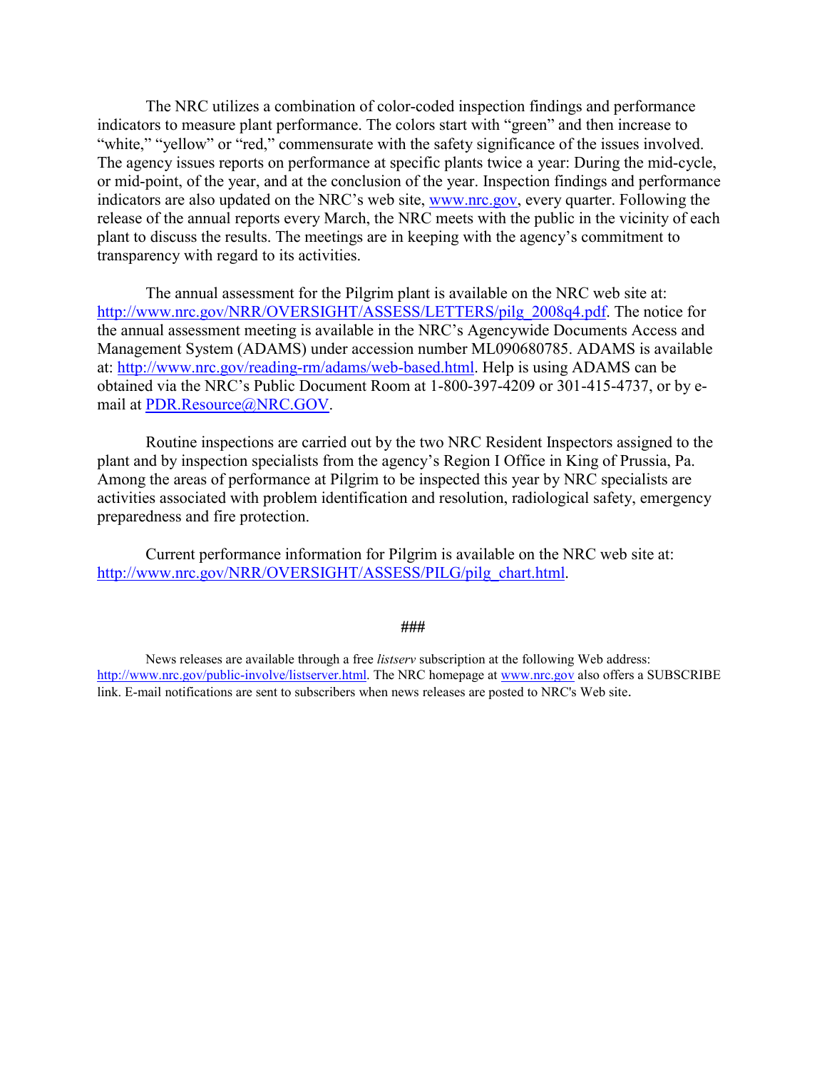The NRC utilizes a combination of color-coded inspection findings and performance indicators to measure plant performance. The colors start with "green" and then increase to "white," "yellow" or "red," commensurate with the safety significance of the issues involved. The agency issues reports on performance at specific plants twice a year: During the mid-cycle, or mid-point, of the year, and at the conclusion of the year. Inspection findings and performance indicators are also updated on the NRC's web site, www.nrc.gov, every quarter. Following the release of the annual reports every March, the NRC meets with the public in the vicinity of each plant to discuss the results. The meetings are in keeping with the agency's commitment to transparency with regard to its activities.

The annual assessment for the Pilgrim plant is available on the NRC web site at: http://www.nrc.gov/NRR/OVERSIGHT/ASSESS/LETTERS/pilg_2008q4.pdf. The notice for the annual assessment meeting is available in the NRC's Agencywide Documents Access and Management System (ADAMS) under accession number ML090680785. ADAMS is available at: http://www.nrc.gov/reading-rm/adams/web-based.html. Help is using ADAMS can be obtained via the NRC's Public Document Room at 1-800-397-4209 or 301-415-4737, or by e-mail at PDR.Resource@NRC.GOV.

Routine inspections are carried out by the two NRC Resident Inspectors assigned to the plant and by inspection specialists from the agency's Region I Office in King of Prussia, Pa. Among the areas of performance at Pilgrim to be inspected this year by NRC specialists are activities associated with problem identification and resolution, radiological safety, emergency preparedness and fire protection.

Current performance information for Pilgrim is available on the NRC web site at: http://www.nrc.gov/NRR/OVERSIGHT/ASSESS/PILG/pilg_chart.html.

###

News releases are available through a free *listserv* subscription at the following Web address: http://www.nrc.gov/public-involve/listserver.html. The NRC homepage at www.nrc.gov also offers a SUBSCRIBE link. E-mail notifications are sent to subscribers when news releases are posted to NRC's Web site.